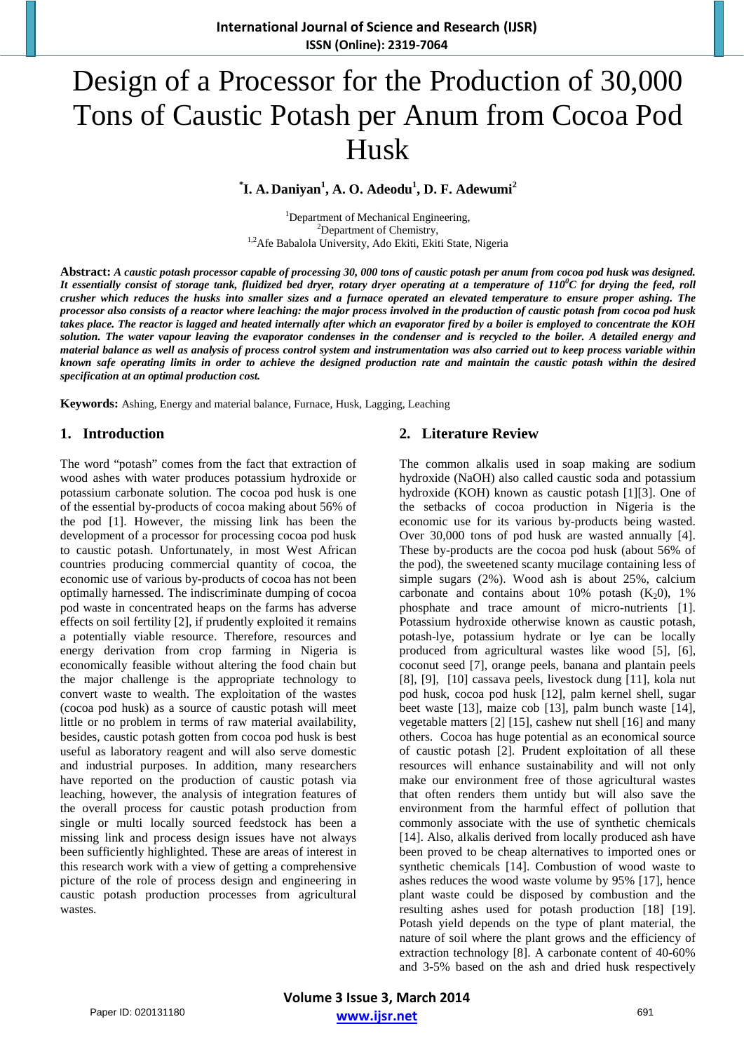# Design of a Processor for the Production of 30,000 Tons of Caustic Potash per Anum from Cocoa Pod Husk

**\*I. A. Daniyan[1], A. O. Adeodu[1], D. F. Adewumi[2]**

[1]Department of Mechanical Engineering,
[2]Department of Chemistry,
[1,2]Afe Babalola University, Ado Ekiti, Ekiti State, Nigeria

**Abstract:** ***A caustic potash processor capable of processing 30, 000 tons of caustic potash per anum from cocoa pod husk was designed. It essentially consist of storage tank, fluidized bed dryer, rotary dryer operating at a temperature of 110$^0$C for drying the feed, roll crusher which reduces the husks into smaller sizes and a furnace operated an elevated temperature to ensure proper ashing. The processor also consists of a reactor where leaching: the major process involved in the production of caustic potash from cocoa pod husk takes place. The reactor is lagged and heated internally after which an evaporator fired by a boiler is employed to concentrate the KOH solution. The water vapour leaving the evaporator condenses in the condenser and is recycled to the boiler. A detailed energy and material balance as well as analysis of process control system and instrumentation was also carried out to keep process variable within known safe operating limits in order to achieve the designed production rate and maintain the caustic potash within the desired specification at an optimal production cost.***

**Keywords:** Ashing, Energy and material balance, Furnace, Husk, Lagging, Leaching

## 1. Introduction

The word "potash" comes from the fact that extraction of wood ashes with water produces potassium hydroxide or potassium carbonate solution. The cocoa pod husk is one of the essential by-products of cocoa making about 56% of the pod [1]. However, the missing link has been the development of a processor for processing cocoa pod husk to caustic potash. Unfortunately, in most West African countries producing commercial quantity of cocoa, the economic use of various by-products of cocoa has not been optimally harnessed. The indiscriminate dumping of cocoa pod waste in concentrated heaps on the farms has adverse effects on soil fertility [2], if prudently exploited it remains a potentially viable resource. Therefore, resources and energy derivation from crop farming in Nigeria is economically feasible without altering the food chain but the major challenge is the appropriate technology to convert waste to wealth. The exploitation of the wastes (cocoa pod husk) as a source of caustic potash will meet little or no problem in terms of raw material availability, besides, caustic potash gotten from cocoa pod husk is best useful as laboratory reagent and will also serve domestic and industrial purposes. In addition, many researchers have reported on the production of caustic potash via leaching, however, the analysis of integration features of the overall process for caustic potash production from single or multi locally sourced feedstock has been a missing link and process design issues have not always been sufficiently highlighted. These are areas of interest in this research work with a view of getting a comprehensive picture of the role of process design and engineering in caustic potash production processes from agricultural wastes.

## 2. Literature Review

The common alkalis used in soap making are sodium hydroxide (NaOH) also called caustic soda and potassium hydroxide (KOH) known as caustic potash [1][3]. One of the setbacks of cocoa production in Nigeria is the economic use for its various by-products being wasted. Over 30,000 tons of pod husk are wasted annually [4]. These by-products are the cocoa pod husk (about 56% of the pod), the sweetened scanty mucilage containing less of simple sugars (2%). Wood ash is about 25%, calcium carbonate and contains about 10% potash ($K_20$), 1% phosphate and trace amount of micro-nutrients [1]. Potassium hydroxide otherwise known as caustic potash, potash-lye, potassium hydrate or lye can be locally produced from agricultural wastes like wood [5], [6], coconut seed [7], orange peels, banana and plantain peels [8], [9], [10] cassava peels, livestock dung [11], kola nut pod husk, cocoa pod husk [12], palm kernel shell, sugar beet waste [13], maize cob [13], palm bunch waste [14], vegetable matters [2] [15], cashew nut shell [16] and many others. Cocoa has huge potential as an economical source of caustic potash [2]. Prudent exploitation of all these resources will enhance sustainability and will not only make our environment free of those agricultural wastes that often renders them untidy but will also save the environment from the harmful effect of pollution that commonly associate with the use of synthetic chemicals [14]. Also, alkalis derived from locally produced ash have been proved to be cheap alternatives to imported ones or synthetic chemicals [14]. Combustion of wood waste to ashes reduces the wood waste volume by 95% [17], hence plant waste could be disposed by combustion and the resulting ashes used for potash production [18] [19]. Potash yield depends on the type of plant material, the nature of soil where the plant grows and the efficiency of extraction technology [8]. A carbonate content of 40-60% and 3-5% based on the ash and dried husk respectively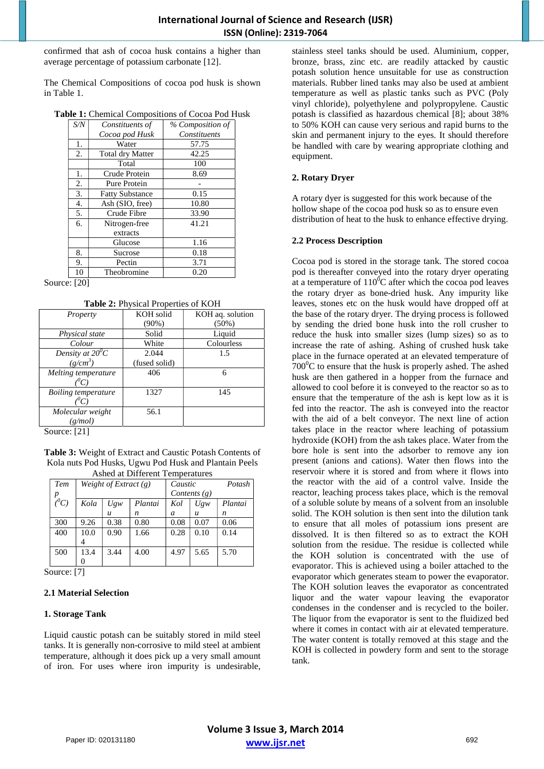confirmed that ash of cocoa husk contains a higher than average percentage of potassium carbonate [12].

The Chemical Compositions of cocoa pod husk is shown in Table 1.

**Table 1:** Chemical Compositions of Cocoa Pod Husk

| *S/N* | *Constituents of Cocoa pod Husk* | *% Composition of Constituents* |
|---|---|---|
| 1. | Water | 57.75 |
| 2. | Total dry Matter | 42.25 |
| | Total | 100 |
| 1. | Crude Protein | 8.69 |
| 2. | Pure Protein | - |
| 3. | Fatty Substance | 0.15 |
| 4. | Ash (SIO, free) | 10.80 |
| 5. | Crude Fibre | 33.90 |
| 6. | Nitrogen-free extracts | 41.21 |
| | Glucose | 1.16 |
| 8. | Sucrose | 0.18 |
| 9. | Pectin | 3.71 |
| 10 | Theobromine | 0.20 |

Source: [20]

**Table 2:** Physical Properties of KOH

| *Property* | KOH solid (90%) | KOH aq. solution (50%) |
|---|---|---|
| *Physical state* | Solid | Liquid |
| *Colour* | White | Colourless |
| *Density at $20^0C$ ($g/cm^3$)* | 2.044 (fused solid) | 1.5 |
| *Melting temperature ($^0C$)* | 406 | 6 |
| *Boiling temperature ($^0C$)* | 1327 | 145 |
| *Molecular weight (g/mol)* | 56.1 | |

Source: [21]

**Table 3:** Weight of Extract and Caustic Potash Contents of Kola nuts Pod Husks, Ugwu Pod Husk and Plantain Peels Ashed at Different Temperatures

| *Temp ($^0C$)* | *Weight of Extract (g)* | | | *Caustic Potash Contents (g)* | | |
|---|---|---|---|---|---|---|
| | *Kola* | *Ugwu* | *Plantain* | *Kola* | *Ugwu* | *Plantain* |
| 300 | 9.26 | 0.38 | 0.80 | 0.08 | 0.07 | 0.06 |
| 400 | 10.04 | 0.90 | 1.66 | 0.28 | 0.10 | 0.14 |
| 500 | 13.40 | 3.44 | 4.00 | 4.97 | 5.65 | 5.70 |

Source: [7]

### 2.1 Material Selection

**1. Storage Tank**

Liquid caustic potash can be suitably stored in mild steel tanks. It is generally non-corrosive to mild steel at ambient temperature, although it does pick up a very small amount of iron. For uses where iron impurity is undesirable, stainless steel tanks should be used. Aluminium, copper, bronze, brass, zinc etc. are readily attacked by caustic potash solution hence unsuitable for use as construction materials. Rubber lined tanks may also be used at ambient temperature as well as plastic tanks such as PVC (Poly vinyl chloride), polyethylene and polypropylene. Caustic potash is classified as hazardous chemical [8]; about 38% to 50% KOH can cause very serious and rapid burns to the skin and permanent injury to the eyes. It should therefore be handled with care by wearing appropriate clothing and equipment.

**2. Rotary Dryer**

A rotary dyer is suggested for this work because of the hollow shape of the cocoa pod husk so as to ensure even distribution of heat to the husk to enhance effective drying.

### 2.2 Process Description

Cocoa pod is stored in the storage tank. The stored cocoa pod is thereafter conveyed into the rotary dryer operating at a temperature of $110^0C$ after which the cocoa pod leaves the rotary dryer as bone-dried husk. Any impurity like leaves, stones etc on the husk would have dropped off at the base of the rotary dryer. The drying process is followed by sending the dried bone husk into the roll crusher to reduce the husk into smaller sizes (lump sizes) so as to increase the rate of ashing. Ashing of crushed husk take place in the furnace operated at an elevated temperature of $700^0C$ to ensure that the husk is properly ashed. The ashed husk are then gathered in a hopper from the furnace and allowed to cool before it is conveyed to the reactor so as to ensure that the temperature of the ash is kept low as it is fed into the reactor. The ash is conveyed into the reactor with the aid of a belt conveyor. The next line of action takes place in the reactor where leaching of potassium hydroxide (KOH) from the ash takes place. Water from the bore hole is sent into the adsorber to remove any ion present (anions and cations). Water then flows into the reservoir where it is stored and from where it flows into the reactor with the aid of a control valve. Inside the reactor, leaching process takes place, which is the removal of a soluble solute by means of a solvent from an insoluble solid. The KOH solution is then sent into the dilution tank to ensure that all moles of potassium ions present are dissolved. It is then filtered so as to extract the KOH solution from the residue. The residue is collected while the KOH solution is concentrated with the use of evaporator. This is achieved using a boiler attached to the evaporator which generates steam to power the evaporator. The KOH solution leaves the evaporator as concentrated liquor and the water vapour leaving the evaporator condenses in the condenser and is recycled to the boiler. The liquor from the evaporator is sent to the fluidized bed where it comes in contact with at elevated temperature. The water content is totally removed at this stage and the KOH is collected in powdery form and sent to the storage tank.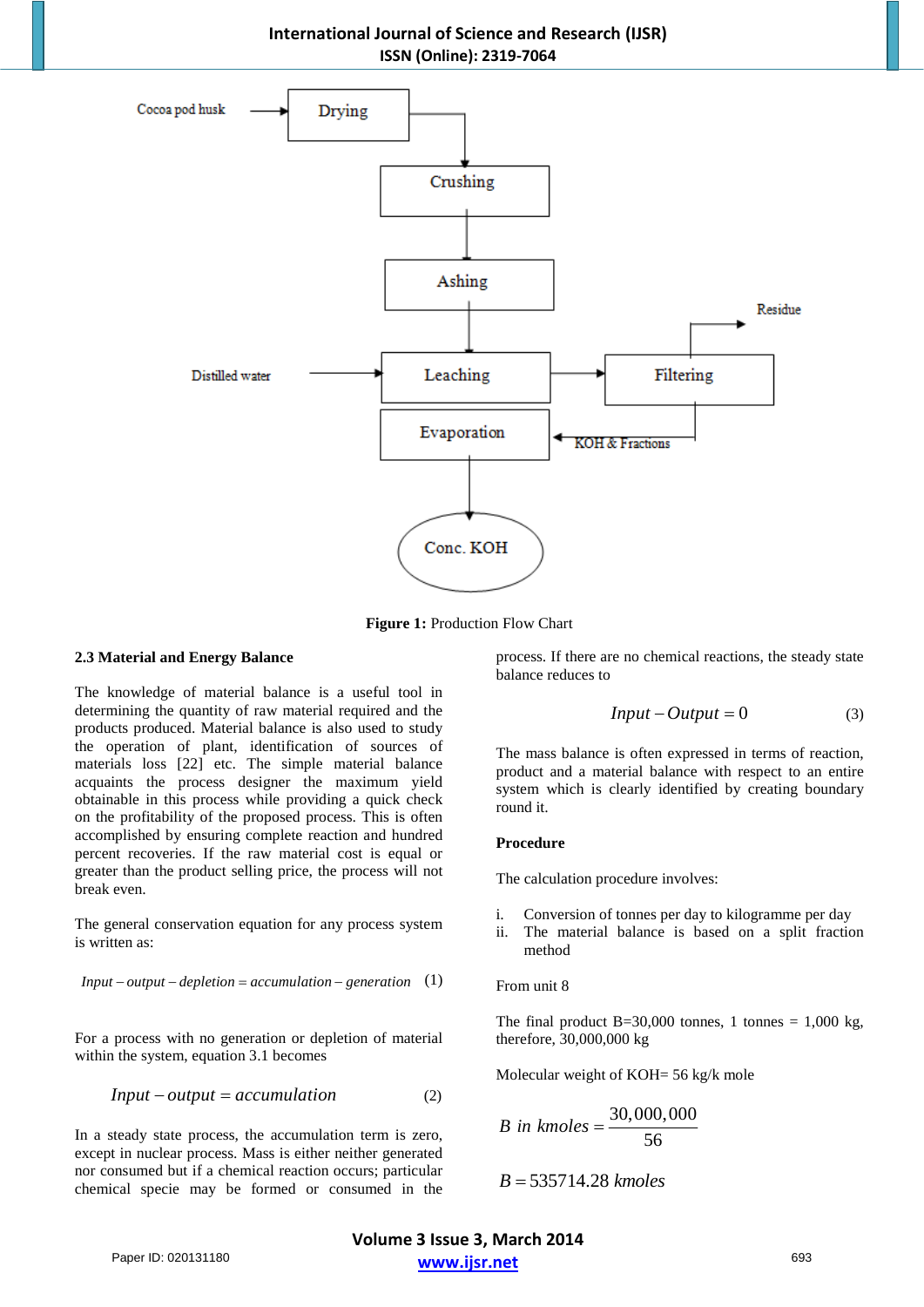Cocoa pod husk → Drying → Crushing → Ashing → Leaching (Distilled water) → Filtering (Residue) → KOH & Fractions → Evaporation → Conc. KOH

**Figure 1:** Production Flow Chart

### 2.3 Material and Energy Balance

The knowledge of material balance is a useful tool in determining the quantity of raw material required and the products produced. Material balance is also used to study the operation of plant, identification of sources of materials loss [22] etc. The simple material balance acquaints the process designer the maximum yield obtainable in this process while providing a quick check on the profitability of the proposed process. This is often accomplished by ensuring complete reaction and hundred percent recoveries. If the raw material cost is equal or greater than the product selling price, the process will not break even.

The general conservation equation for any process system is written as:

$$Input - output - depletion = accumulation - generation \quad (1)$$

For a process with no generation or depletion of material within the system, equation 3.1 becomes

$$Input - output = accumulation \quad (2)$$

In a steady state process, the accumulation term is zero, except in nuclear process. Mass is either neither generated nor consumed but if a chemical reaction occurs; particular chemical specie may be formed or consumed in the process. If there are no chemical reactions, the steady state balance reduces to

$$Input - Output = 0 \quad (3)$$

The mass balance is often expressed in terms of reaction, product and a material balance with respect to an entire system which is clearly identified by creating boundary round it.

**Procedure**

The calculation procedure involves:

i. Conversion of tonnes per day to kilogramme per day
ii. The material balance is based on a split fraction method

From unit 8

The final product B=30,000 tonnes, 1 tonnes = 1,000 kg, therefore, 30,000,000 kg

Molecular weight of KOH= 56 kg/k mole

$$B \text{ in kmoles} = \frac{30,000,000}{56}$$

$$B = 535714.28 \text{ kmoles}$$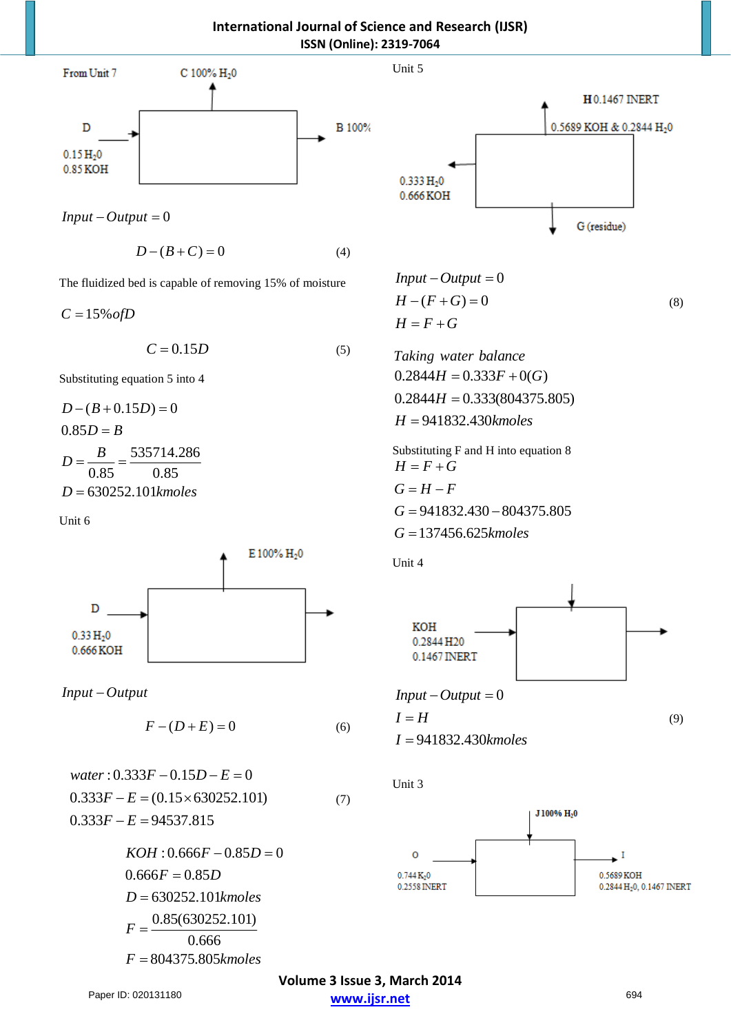From Unit 7

C 100% $H_20$

D

$0.15\,H_20$
$0.85\,KOH$

B 100%

$$Input - Output = 0$$

$$D - (B + C) = 0 \qquad (4)$$

The fluidized bed is capable of removing 15% of moisture

$$C = 15\% of D$$

$$C = 0.15D \qquad (5)$$

Substituting equation 5 into 4

$$D - (B + 0.15D) = 0$$
$$0.85D = B$$
$$D = \frac{B}{0.85} = \frac{535714.286}{0.85}$$
$$D = 630252.101 kmoles$$

Unit 6

E 100% $H_20$

D

$0.33\,H_20$
$0.666\,KOH$

$$Input - Output$$

$$F - (D + E) = 0 \qquad (6)$$

$$water: 0.333F - 0.15D - E = 0$$
$$0.333F - E = (0.15 \times 630252.101) \qquad (7)$$
$$0.333F - E = 94537.815$$

$$KOH: 0.666F - 0.85D = 0$$
$$0.666F = 0.85D$$
$$D = 630252.101 kmoles$$
$$F = \frac{0.85(630252.101)}{0.666}$$
$$F = 804375.805 kmoles$$

Unit 5

H 0.1467 INERT
0.5689 KOH & 0.2844 $H_20$

$0.333\,H_20$
$0.666\,KOH$

G (residue)

$$Input - Output = 0$$
$$H - (F + G) = 0 \qquad (8)$$
$$H = F + G$$

$$Taking\ water\ balance$$
$$0.2844H = 0.333F + 0(G)$$
$$0.2844H = 0.333(804375.805)$$
$$H = 941832.430 kmoles$$

Substituting F and H into equation 8

$$H = F + G$$
$$G = H - F$$
$$G = 941832.430 - 804375.805$$
$$G = 137456.625 kmoles$$

Unit 4

KOH
0.2844 H20
0.1467 INERT

$$Input - Output = 0$$
$$I = H \qquad (9)$$
$$I = 941832.430 kmoles$$

Unit 3

J 100% $H_20$

O

$0.744\,K_20$
0.2558 INERT

I

0.5689 KOH
$0.2844\,H_20$, 0.1467 INERT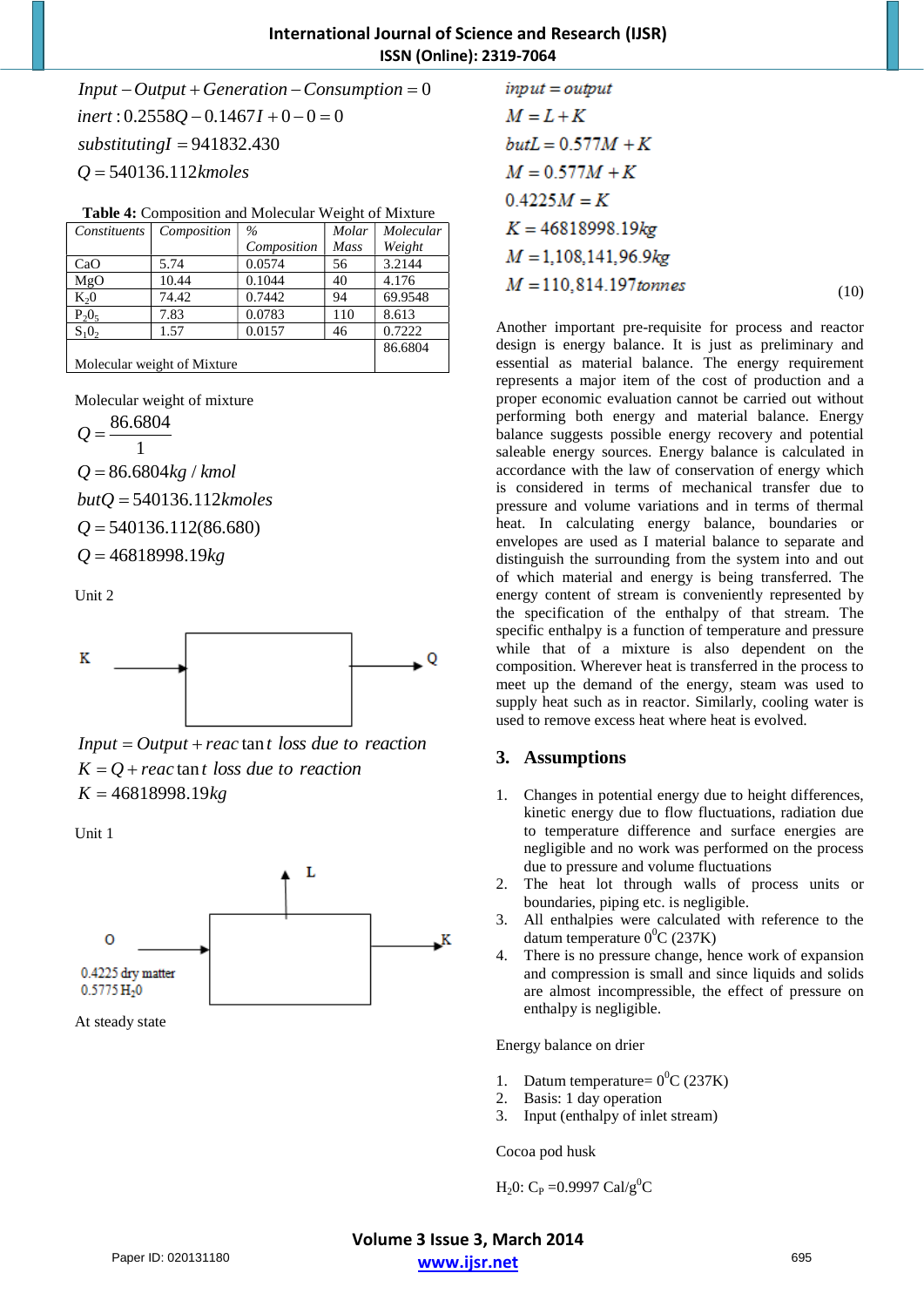$$Input - Output + Generation - Consumption = 0$$

$$inert: 0.2558Q - 0.1467I + 0 - 0 = 0$$

$$substituting I = 941832.430$$

$$Q = 540136.112 kmoles$$

**Table 4:** Composition and Molecular Weight of Mixture

| *Constituents* | *Composition* | *% Composition* | *Molar Mass* | *Molecular Weight* |
|---|---|---|---|---|
| CaO | 5.74 | 0.0574 | 56 | 3.2144 |
| MgO | 10.44 | 0.1044 | 40 | 4.176 |
| $K_20$ | 74.42 | 0.7442 | 94 | 69.9548 |
| $P_20_5$ | 7.83 | 0.0783 | 110 | 8.613 |
| $S_10_2$ | 1.57 | 0.0157 | 46 | 0.7222 |
| Molecular weight of Mixture | | | | 86.6804 |

Molecular weight of mixture

$$Q = \frac{86.6804}{1}$$

$$Q = 86.6804 kg/kmol$$

$$but Q = 540136.112 kmoles$$

$$Q = 540136.112(86.680)$$

$$Q = 46818998.19 kg$$

Unit 2

K → [ ] → Q

$$Input = Output + reactant \text{ } loss \text{ } due \text{ } to \text{ } reaction$$

$$K = Q + reactant \text{ } loss \text{ } due \text{ } to \text{ } reaction$$

$$K = 46818998.19 kg$$

Unit 1

O (0.4225 dry matter, 0.5775 $H_20$) → [ ] → K, L ↑

At steady state

$$input = output$$

$$M = L + K$$

$$but L = 0.577M + K$$

$$M = 0.577M + K$$

$$0.4225M = K$$

$$K = 46818998.19 kg$$

$$M = 1{,}108{,}141{,}96.9 kg$$

$$M = 110{,}814.197 tonnes \quad (10)$$

Another important pre-requisite for process and reactor design is energy balance. It is just as preliminary and essential as material balance. The energy requirement represents a major item of the cost of production and a proper economic evaluation cannot be carried out without performing both energy and material balance. Energy balance suggests possible energy recovery and potential saleable energy sources. Energy balance is calculated in accordance with the law of conservation of energy which is considered in terms of mechanical transfer due to pressure and volume variations and in terms of thermal heat. In calculating energy balance, boundaries or envelopes are used as I material balance to separate and distinguish the surrounding from the system into and out of which material and energy is being transferred. The energy content of stream is conveniently represented by the specification of the enthalpy of that stream. The specific enthalpy is a function of temperature and pressure while that of a mixture is also dependent on the composition. Wherever heat is transferred in the process to meet up the demand of the energy, steam was used to supply heat such as in reactor. Similarly, cooling water is used to remove excess heat where heat is evolved.

## 3. Assumptions

1. Changes in potential energy due to height differences, kinetic energy due to flow fluctuations, radiation due to temperature difference and surface energies are negligible and no work was performed on the process due to pressure and volume fluctuations
2. The heat lot through walls of process units or boundaries, piping etc. is negligible.
3. All enthalpies were calculated with reference to the datum temperature $0^0$C (237K)
4. There is no pressure change, hence work of expansion and compression is small and since liquids and solids are almost incompressible, the effect of pressure on enthalpy is negligible.

Energy balance on drier

1. Datum temperature= $0^0$C (237K)
2. Basis: 1 day operation
3. Input (enthalpy of inlet stream)

Cocoa pod husk

$H_20$: $C_P$ =0.9997 Cal/g$^0$C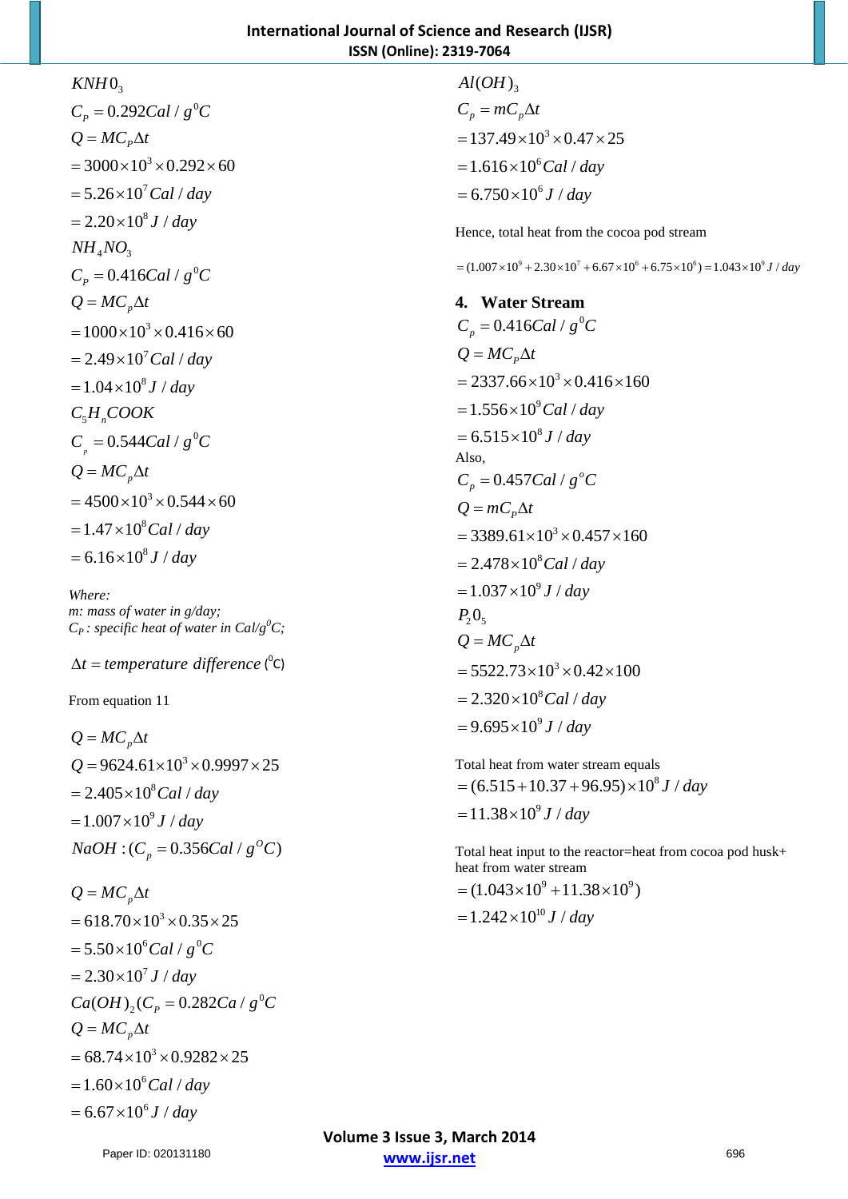$KNH0_3$

$$C_P = 0.292Cal/g^0C$$

$$Q = MC_P\Delta t$$

$$= 3000\times10^3\times0.292\times60$$

$$= 5.26\times10^7 Cal/day$$

$$= 2.20\times10^8 J/day$$

$NH_4NO_3$

$$C_P = 0.416Cal/g^0C$$

$$Q = MC_p\Delta t$$

$$= 1000\times10^3\times0.416\times60$$

$$= 2.49\times10^7 Cal/day$$

$$= 1.04\times10^8 J/day$$

$C_5H_nCOOK$

$$C_p = 0.544Cal/g^0C$$

$$Q = MC_p\Delta t$$

$$= 4500\times10^3\times0.544\times60$$

$$= 1.47\times10^8 Cal/day$$

$$= 6.16\times10^8 J/day$$

*Where:*
*m: mass of water in g/day;*
*$C_P$: specific heat of water in Cal/g$^0$C;*

$\Delta t = temperature\ difference$ ($^0$C)

From equation 11

$$Q = MC_p\Delta t$$

$$Q = 9624.61\times10^3\times0.9997\times25$$

$$= 2.405\times10^8 Cal/day$$

$$= 1.007\times10^9 J/day$$

$NaOH : (C_p = 0.356Cal/g^OC)$

$$Q = MC_p\Delta t$$

$$= 618.70\times10^3\times0.35\times25$$

$$= 5.50\times10^6 Cal/g^0C$$

$$= 2.30\times10^7 J/day$$

$Ca(OH)_2 (C_P = 0.282Ca/g^0C$

$$Q = MC_p\Delta t$$

$$= 68.74\times10^3\times0.9282\times25$$

$$= 1.60\times10^6 Cal/day$$

$$= 6.67\times10^6 J/day$$

$Al(OH)_3$

$$C_p = mC_p\Delta t$$

$$= 137.49\times10^3\times0.47\times25$$

$$= 1.616\times10^6 Cal/day$$

$$= 6.750\times10^6 J/day$$

Hence, total heat from the cocoa pod stream

$$= (1.007\times10^9 + 2.30\times10^7 + 6.67\times10^6 + 6.75\times10^6) = 1.043\times10^9 J/day$$

## 4. Water Stream

$$C_p = 0.416Cal/g^0C$$

$$Q = MC_P\Delta t$$

$$= 2337.66\times10^3\times0.416\times160$$

$$= 1.556\times10^9 Cal/day$$

$$= 6.515\times10^8 J/day$$

Also,

$$C_p = 0.457Cal/g^oC$$

$$Q = mC_p\Delta t$$

$$= 3389.61\times10^3\times0.457\times160$$

$$= 2.478\times10^8 Cal/day$$

$$= 1.037\times10^9 J/day$$

$P_20_5$

$$Q = MC_p\Delta t$$

$$= 5522.73\times10^3\times0.42\times100$$

$$= 2.320\times10^8 Cal/day$$

$$= 9.695\times10^9 J/day$$

Total heat from water stream equals

$$= (6.515 + 10.37 + 96.95)\times10^8 J/day$$

$$= 11.38\times10^9 J/day$$

Total heat input to the reactor=heat from cocoa pod husk+ heat from water stream

$$= (1.043\times10^9 + 11.38\times10^9)$$

$$= 1.242\times10^{10} J/day$$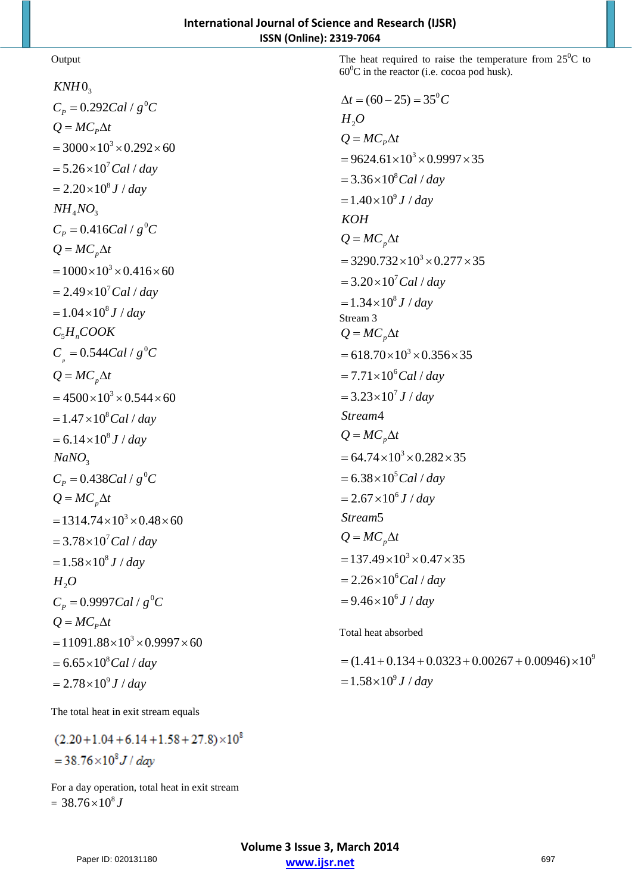Output

$KNH0_3$

$C_P = 0.292 Cal/g^0C$

$Q = MC_P\Delta t$

$= 3000 \times 10^3 \times 0.292 \times 60$

$= 5.26 \times 10^7 Cal/day$

$= 2.20 \times 10^8 J/day$

$NH_4NO_3$

$C_P = 0.416 Cal/g^0C$

$Q = MC_p\Delta t$

$= 1000 \times 10^3 \times 0.416 \times 60$

$= 2.49 \times 10^7 Cal/day$

$= 1.04 \times 10^8 J/day$

$C_5H_nCOOK$

$C_p = 0.544 Cal/g^0C$

$Q = MC_p\Delta t$

$= 4500 \times 10^3 \times 0.544 \times 60$

$= 1.47 \times 10^8 Cal/day$

$= 6.14 \times 10^8 J/day$

$NaNO_3$

$C_P = 0.438 Cal/g^0C$

$Q = MC_p\Delta t$

$= 1314.74 \times 10^3 \times 0.48 \times 60$

$= 3.78 \times 10^7 Cal/day$

$= 1.58 \times 10^8 J/day$

$H_2O$

$C_P = 0.9997 Cal/g^0C$

$Q = MC_P\Delta t$

$= 11091.88 \times 10^3 \times 0.9997 \times 60$

$= 6.65 \times 10^8 Cal/day$

$= 2.78 \times 10^9 J/day$

The total heat in exit stream equals

$(2.20 + 1.04 + 6.14 + 1.58 + 27.8) \times 10^8$

$= 38.76 \times 10^8 J/day$

For a day operation, total heat in exit stream $= 38.76 \times 10^8 J$

The heat required to raise the temperature from 25$^0$C to 60$^0$C in the reactor (i.e. cocoa pod husk).

$\Delta t = (60 - 25) = 35^0C$

$H_2O$

$Q = MC_P\Delta t$

$= 9624.61 \times 10^3 \times 0.9997 \times 35$

$= 3.36 \times 10^8 Cal/day$

$= 1.40 \times 10^9 J/day$

$KOH$

$Q = MC_p\Delta t$

$= 3290.732 \times 10^3 \times 0.277 \times 35$

$= 3.20 \times 10^7 Cal/day$

$= 1.34 \times 10^8 J/day$

Stream 3

$Q = MC_p\Delta t$

$= 618.70 \times 10^3 \times 0.356 \times 35$

$= 7.71 \times 10^6 Cal/day$

$= 3.23 \times 10^7 J/day$

Stream4

$Q = MC_p\Delta t$

$= 64.74 \times 10^3 \times 0.282 \times 35$

$= 6.38 \times 10^5 Cal/day$

$= 2.67 \times 10^6 J/day$

Stream5

$Q = MC_p\Delta t$

$= 137.49 \times 10^3 \times 0.47 \times 35$

$= 2.26 \times 10^6 Cal/day$

$= 9.46 \times 10^6 J/day$

Total heat absorbed

$= (1.41 + 0.134 + 0.0323 + 0.00267 + 0.00946) \times 10^9$

$= 1.58 \times 10^9 J/day$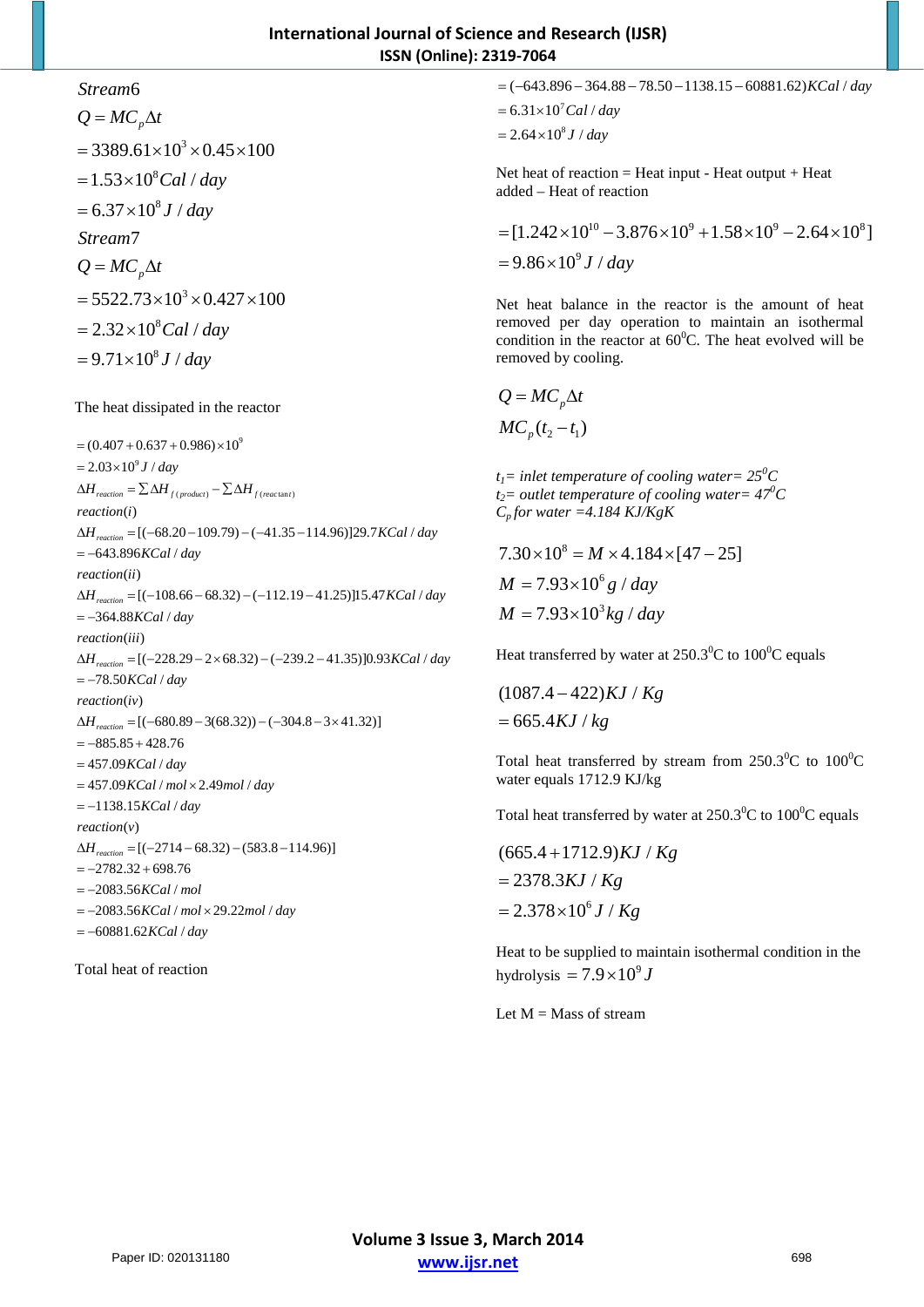$Stream 6$

$$Q = MC_p\Delta t$$

$$= 3389.61\times10^3 \times 0.45\times 100$$

$$= 1.53\times10^8 Cal/day$$

$$= 6.37\times10^8 J/day$$

$Stream 7$

$$Q = MC_p\Delta t$$

$$= 5522.73\times10^3 \times 0.427\times 100$$

$$= 2.32\times10^8 Cal/day$$

$$= 9.71\times10^8 J/day$$

The heat dissipated in the reactor

$$= (0.407 + 0.637 + 0.986)\times10^9$$

$$= 2.03\times10^9 J/day$$

$$\Delta H_{reaction} = \sum \Delta H_{f(product)} - \sum \Delta H_{f(reactant)}$$

$reaction(i)$

$$\Delta H_{reaction} = [(-68.20 - 109.79) - (-41.35 - 114.96)]29.7 KCal/day$$

$$= -643.896 KCal/day$$

$reaction(ii)$

$$\Delta H_{reaction} = [(-108.66 - 68.32) - (-112.19 - 41.25)]15.47 KCal/day$$

$$= -364.88 KCal/day$$

$reaction(iii)$

$$\Delta H_{reaction} = [(-228.29 - 2\times 68.32) - (-239.2 - 41.35)]0.93 KCal/day$$

$$= -78.50 KCal/day$$

$reaction(iv)$

$$\Delta H_{reaction} = [(-680.89 - 3(68.32)) - (-304.8 - 3\times 41.32)]$$

$$= -885.85 + 428.76$$

$$= 457.09 KCal/day$$

$$= 457.09 KCal/mol \times 2.49 mol/day$$

$$= -1138.15 KCal/day$$

$reaction(v)$

$$\Delta H_{reaction} = [(-2714 - 68.32) - (583.8 - 114.96)]$$

$$= -2782.32 + 698.76$$

$$= -2083.56 KCal/mol$$

$$= -2083.56 KCal/mol \times 29.22 mol/day$$

$$= -60881.62 KCal/day$$

Total heat of reaction

$$= (-643.896 - 364.88 - 78.50 - 1138.15 - 60881.62) KCal/day$$

$$= 6.31\times10^7 Cal/day$$

$$= 2.64\times10^8 J/day$$

Net heat of reaction = Heat input - Heat output + Heat added – Heat of reaction

$$= [1.242\times10^{10} - 3.876\times10^9 + 1.58\times10^9 - 2.64\times10^8]$$

$$= 9.86\times10^9 J/day$$

Net heat balance in the reactor is the amount of heat removed per day operation to maintain an isothermal condition in the reactor at 60$^0$C. The heat evolved will be removed by cooling.

$$Q = MC_p\Delta t$$

$$MC_p(t_2 - t_1)$$

*$t_1$= inlet temperature of cooling water= 25$^0$C*
*$t_2$= outlet temperature of cooling water= 47$^0$C*
*$C_p$ for water =4.184 KJ/KgK*

$$7.30\times10^8 = M\times 4.184\times[47 - 25]$$

$$M = 7.93\times10^6 g/day$$

$$M = 7.93\times10^3 kg/day$$

Heat transferred by water at 250.3$^0$C to 100$^0$C equals

$$(1087.4 - 422) KJ/Kg$$

$$= 665.4 KJ/kg$$

Total heat transferred by stream from 250.3$^0$C to 100$^0$C water equals 1712.9 KJ/kg

Total heat transferred by water at 250.3$^0$C to 100$^0$C equals

$$(665.4 + 1712.9) KJ/Kg$$

$$= 2378.3 KJ/Kg$$

$$= 2.378\times10^6 J/Kg$$

Heat to be supplied to maintain isothermal condition in the hydrolysis $= 7.9\times10^9 J$

Let M = Mass of stream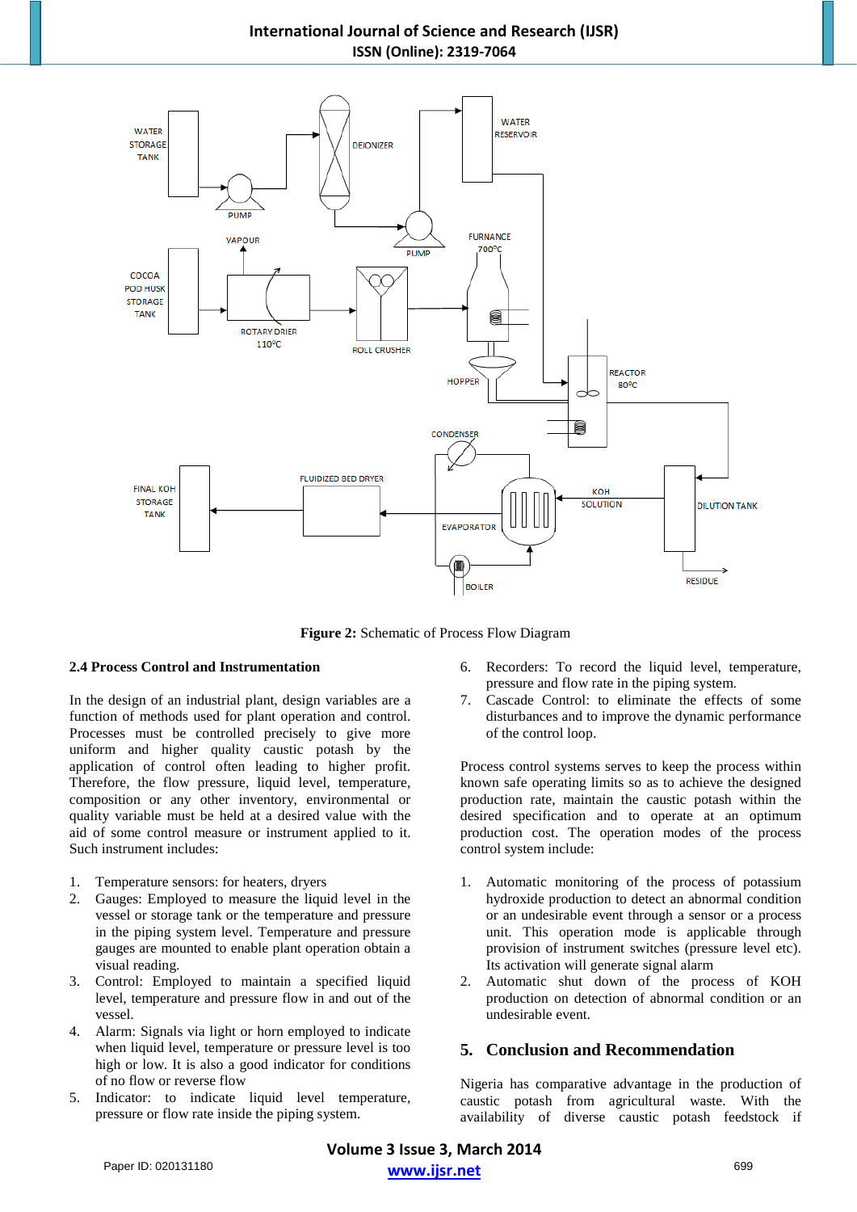Figure 2: Schematic of Process Flow Diagram

### 2.4 Process Control and Instrumentation

In the design of an industrial plant, design variables are a function of methods used for plant operation and control. Processes must be controlled precisely to give more uniform and higher quality caustic potash by the application of control often leading to higher profit. Therefore, the flow pressure, liquid level, temperature, composition or any other inventory, environmental or quality variable must be held at a desired value with the aid of some control measure or instrument applied to it. Such instrument includes:

1. Temperature sensors: for heaters, dryers
2. Gauges: Employed to measure the liquid level in the vessel or storage tank or the temperature and pressure in the piping system level. Temperature and pressure gauges are mounted to enable plant operation obtain a visual reading.
3. Control: Employed to maintain a specified liquid level, temperature and pressure flow in and out of the vessel.
4. Alarm: Signals via light or horn employed to indicate when liquid level, temperature or pressure level is too high or low. It is also a good indicator for conditions of no flow or reverse flow
5. Indicator: to indicate liquid level temperature, pressure or flow rate inside the piping system.
6. Recorders: To record the liquid level, temperature, pressure and flow rate in the piping system.
7. Cascade Control: to eliminate the effects of some disturbances and to improve the dynamic performance of the control loop.

Process control systems serves to keep the process within known safe operating limits so as to achieve the designed production rate, maintain the caustic potash within the desired specification and to operate at an optimum production cost. The operation modes of the process control system include:

1. Automatic monitoring of the process of potassium hydroxide production to detect an abnormal condition or an undesirable event through a sensor or a process unit. This operation mode is applicable through provision of instrument switches (pressure level etc). Its activation will generate signal alarm
2. Automatic shut down of the process of KOH production on detection of abnormal condition or an undesirable event.

## 5. Conclusion and Recommendation

Nigeria has comparative advantage in the production of caustic potash from agricultural waste. With the availability of diverse caustic potash feedstock if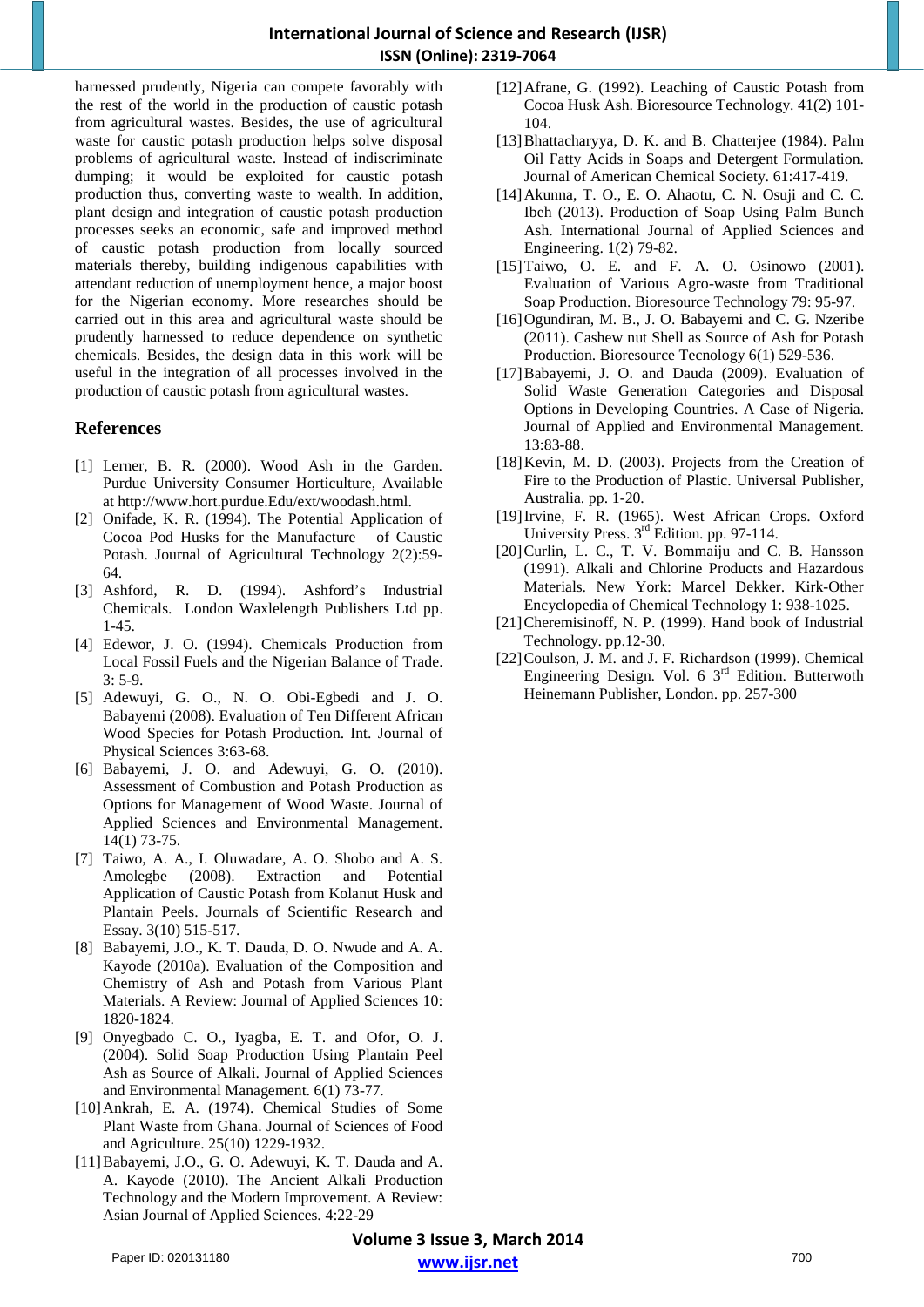harnessed prudently, Nigeria can compete favorably with the rest of the world in the production of caustic potash from agricultural wastes. Besides, the use of agricultural waste for caustic potash production helps solve disposal problems of agricultural waste. Instead of indiscriminate dumping; it would be exploited for caustic potash production thus, converting waste to wealth. In addition, plant design and integration of caustic potash production processes seeks an economic, safe and improved method of caustic potash production from locally sourced materials thereby, building indigenous capabilities with attendant reduction of unemployment hence, a major boost for the Nigerian economy. More researches should be carried out in this area and agricultural waste should be prudently harnessed to reduce dependence on synthetic chemicals. Besides, the design data in this work will be useful in the integration of all processes involved in the production of caustic potash from agricultural wastes.

## References

[1] Lerner, B. R. (2000). Wood Ash in the Garden. Purdue University Consumer Horticulture, Available at http://www.hort.purdue.Edu/ext/woodash.html.

[2] Onifade, K. R. (1994). The Potential Application of Cocoa Pod Husks for the Manufacture of Caustic Potash. Journal of Agricultural Technology 2(2):59-64.

[3] Ashford, R. D. (1994). Ashford's Industrial Chemicals. London Waxlelength Publishers Ltd pp. 1-45.

[4] Edewor, J. O. (1994). Chemicals Production from Local Fossil Fuels and the Nigerian Balance of Trade. 3: 5-9.

[5] Adewuyi, G. O., N. O. Obi-Egbedi and J. O. Babayemi (2008). Evaluation of Ten Different African Wood Species for Potash Production. Int. Journal of Physical Sciences 3:63-68.

[6] Babayemi, J. O. and Adewuyi, G. O. (2010). Assessment of Combustion and Potash Production as Options for Management of Wood Waste. Journal of Applied Sciences and Environmental Management. 14(1) 73-75.

[7] Taiwo, A. A., I. Oluwadare, A. O. Shobo and A. S. Amolegbe (2008). Extraction and Potential Application of Caustic Potash from Kolanut Husk and Plantain Peels. Journals of Scientific Research and Essay. 3(10) 515-517.

[8] Babayemi, J.O., K. T. Dauda, D. O. Nwude and A. A. Kayode (2010a). Evaluation of the Composition and Chemistry of Ash and Potash from Various Plant Materials. A Review: Journal of Applied Sciences 10: 1820-1824.

[9] Onyegbado C. O., Iyagba, E. T. and Ofor, O. J. (2004). Solid Soap Production Using Plantain Peel Ash as Source of Alkali. Journal of Applied Sciences and Environmental Management. 6(1) 73-77.

[10] Ankrah, E. A. (1974). Chemical Studies of Some Plant Waste from Ghana. Journal of Sciences of Food and Agriculture. 25(10) 1229-1932.

[11] Babayemi, J.O., G. O. Adewuyi, K. T. Dauda and A. A. Kayode (2010). The Ancient Alkali Production Technology and the Modern Improvement. A Review: Asian Journal of Applied Sciences. 4:22-29

[12] Afrane, G. (1992). Leaching of Caustic Potash from Cocoa Husk Ash. Bioresource Technology. 41(2) 101-104.

[13] Bhattacharyya, D. K. and B. Chatterjee (1984). Palm Oil Fatty Acids in Soaps and Detergent Formulation. Journal of American Chemical Society. 61:417-419.

[14] Akunna, T. O., E. O. Ahaotu, C. N. Osuji and C. C. Ibeh (2013). Production of Soap Using Palm Bunch Ash. International Journal of Applied Sciences and Engineering. 1(2) 79-82.

[15] Taiwo, O. E. and F. A. O. Osinowo (2001). Evaluation of Various Agro-waste from Traditional Soap Production. Bioresource Technology 79: 95-97.

[16] Ogundiran, M. B., J. O. Babayemi and C. G. Nzeribe (2011). Cashew nut Shell as Source of Ash for Potash Production. Bioresource Tecnology 6(1) 529-536.

[17] Babayemi, J. O. and Dauda (2009). Evaluation of Solid Waste Generation Categories and Disposal Options in Developing Countries. A Case of Nigeria. Journal of Applied and Environmental Management. 13:83-88.

[18] Kevin, M. D. (2003). Projects from the Creation of Fire to the Production of Plastic. Universal Publisher, Australia. pp. 1-20.

[19] Irvine, F. R. (1965). West African Crops. Oxford University Press. 3rd Edition. pp. 97-114.

[20] Curlin, L. C., T. V. Bommaiju and C. B. Hansson (1991). Alkali and Chlorine Products and Hazardous Materials. New York: Marcel Dekker. Kirk-Other Encyclopedia of Chemical Technology 1: 938-1025.

[21] Cheremisinoff, N. P. (1999). Hand book of Industrial Technology. pp.12-30.

[22] Coulson, J. M. and J. F. Richardson (1999). Chemical Engineering Design. Vol. 6 3rd Edition. Butterworth Heinemann Publisher, London. pp. 257-300